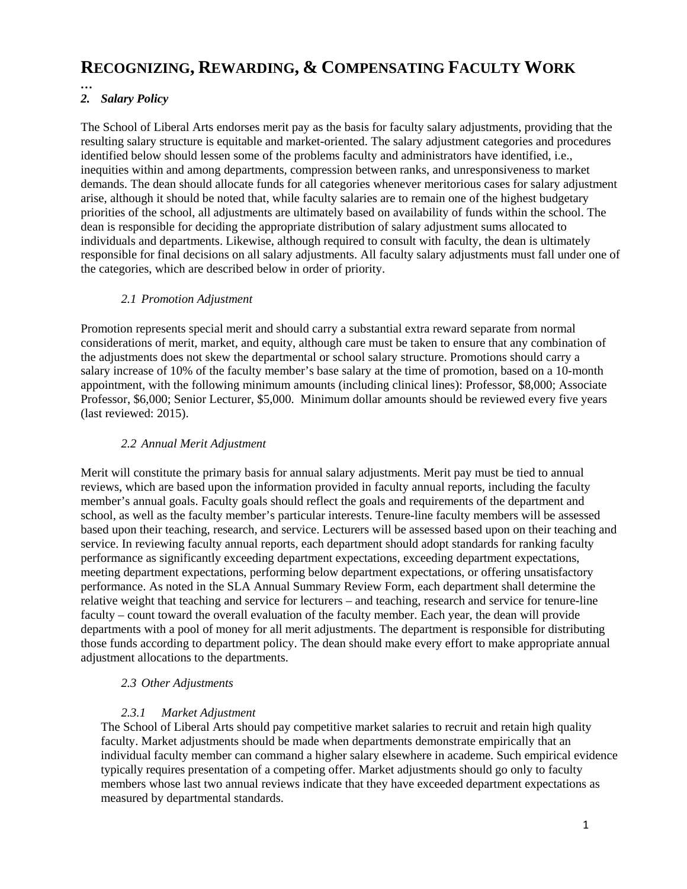# RECOGNIZING, REWARDING, & COMPENSATING FACULTY WORK

…

## *2. Salary Policy*

The School of Liberal Arts endorses merit pay as the basis for faculty salary adjustments, providing that the resulting salary structure is equitable and market-oriented. The salary adjustment categories and procedures identified below should lessen some of the problems faculty and administrators have identified, i.e., inequities within and among departments, compression between ranks, and unresponsiveness to market demands. The dean should allocate funds for all categories whenever meritorious cases for salary adjustment arise, although it should be noted that, while faculty salaries are to remain one of the highest budgetary priorities of the school, all adjustments are ultimately based on availability of funds within the school. The dean is responsible for deciding the appropriate distribution of salary adjustment sums allocated to individuals and departments. Likewise, although required to consult with faculty, the dean is ultimately responsible for final decisions on all salary adjustments. All faculty salary adjustments must fall under one of the categories, which are described below in order of priority.

### *2.1 Promotion Adjustment*

Promotion represents special merit and should carry a substantial extra reward separate from normal considerations of merit, market, and equity, although care must be taken to ensure that any combination of the adjustments does not skew the departmental or school salary structure. Promotions should carry a salary increase of 10% of the faculty member's base salary at the time of promotion, based on a 10-month appointment, with the following minimum amounts (including clinical lines): Professor, $8,000; Associate Professor, $6,000; Senior Lecturer, $5,000. Minimum dollar amounts should be reviewed every five years (last reviewed: 2015).

### *2.2 Annual Merit Adjustment*

Merit will constitute the primary basis for annual salary adjustments. Merit pay must be tied to annual reviews, which are based upon the information provided in faculty annual reports, including the faculty member's annual goals. Faculty goals should reflect the goals and requirements of the department and school, as well as the faculty member's particular interests. Tenure-line faculty members will be assessed based upon their teaching, research, and service. Lecturers will be assessed based upon on their teaching and service. In reviewing faculty annual reports, each department should adopt standards for ranking faculty performance as significantly exceeding department expectations, exceeding department expectations, meeting department expectations, performing below department expectations, or offering unsatisfactory performance. As noted in the SLA Annual Summary Review Form, each department shall determine the relative weight that teaching and service for lecturers – and teaching, research and service for tenure-line faculty – count toward the overall evaluation of the faculty member. Each year, the dean will provide departments with a pool of money for all merit adjustments. The department is responsible for distributing those funds according to department policy. The dean should make every effort to make appropriate annual adjustment allocations to the departments.

### *2.3 Other Adjustments*

#### *2.3.1 Market Adjustment*

The School of Liberal Arts should pay competitive market salaries to recruit and retain high quality faculty. Market adjustments should be made when departments demonstrate empirically that an individual faculty member can command a higher salary elsewhere in academe. Such empirical evidence typically requires presentation of a competing offer. Market adjustments should go only to faculty members whose last two annual reviews indicate that they have exceeded department expectations as measured by departmental standards.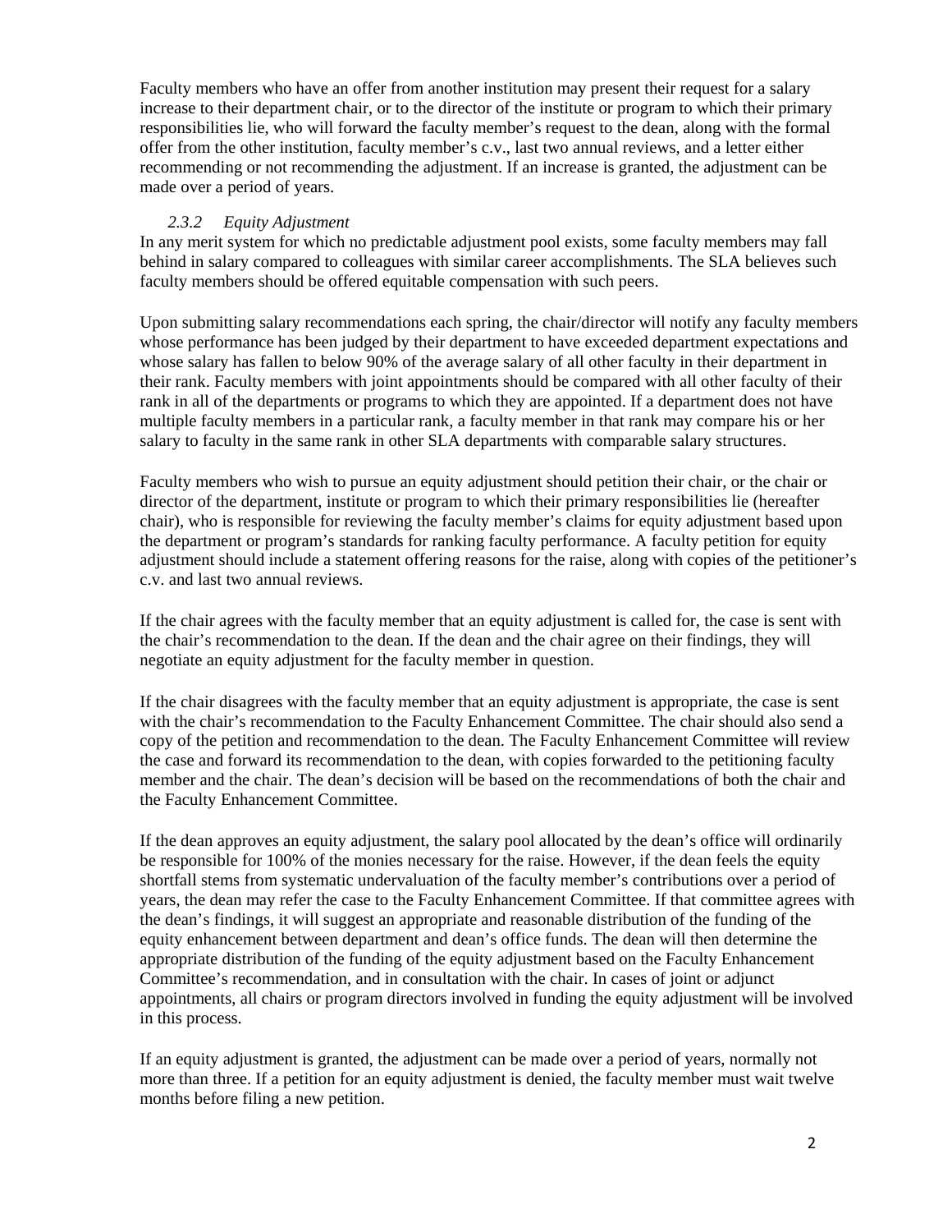Faculty members who have an offer from another institution may present their request for a salary increase to their department chair, or to the director of the institute or program to which their primary responsibilities lie, who will forward the faculty member's request to the dean, along with the formal offer from the other institution, faculty member's c.v., last two annual reviews, and a letter either recommending or not recommending the adjustment. If an increase is granted, the adjustment can be made over a period of years.

### *2.3.2 Equity Adjustment*

In any merit system for which no predictable adjustment pool exists, some faculty members may fall behind in salary compared to colleagues with similar career accomplishments. The SLA believes such faculty members should be offered equitable compensation with such peers.

Upon submitting salary recommendations each spring, the chair/director will notify any faculty members whose performance has been judged by their department to have exceeded department expectations and whose salary has fallen to below 90% of the average salary of all other faculty in their department in their rank. Faculty members with joint appointments should be compared with all other faculty of their rank in all of the departments or programs to which they are appointed. If a department does not have multiple faculty members in a particular rank, a faculty member in that rank may compare his or her salary to faculty in the same rank in other SLA departments with comparable salary structures.

Faculty members who wish to pursue an equity adjustment should petition their chair, or the chair or director of the department, institute or program to which their primary responsibilities lie (hereafter chair), who is responsible for reviewing the faculty member's claims for equity adjustment based upon the department or program's standards for ranking faculty performance. A faculty petition for equity adjustment should include a statement offering reasons for the raise, along with copies of the petitioner's c.v. and last two annual reviews.

If the chair agrees with the faculty member that an equity adjustment is called for, the case is sent with the chair's recommendation to the dean. If the dean and the chair agree on their findings, they will negotiate an equity adjustment for the faculty member in question.

If the chair disagrees with the faculty member that an equity adjustment is appropriate, the case is sent with the chair's recommendation to the Faculty Enhancement Committee. The chair should also send a copy of the petition and recommendation to the dean. The Faculty Enhancement Committee will review the case and forward its recommendation to the dean, with copies forwarded to the petitioning faculty member and the chair. The dean's decision will be based on the recommendations of both the chair and the Faculty Enhancement Committee.

If the dean approves an equity adjustment, the salary pool allocated by the dean's office will ordinarily be responsible for 100% of the monies necessary for the raise. However, if the dean feels the equity shortfall stems from systematic undervaluation of the faculty member's contributions over a period of years, the dean may refer the case to the Faculty Enhancement Committee. If that committee agrees with the dean's findings, it will suggest an appropriate and reasonable distribution of the funding of the equity enhancement between department and dean's office funds. The dean will then determine the appropriate distribution of the funding of the equity adjustment based on the Faculty Enhancement Committee's recommendation, and in consultation with the chair. In cases of joint or adjunct appointments, all chairs or program directors involved in funding the equity adjustment will be involved in this process.

If an equity adjustment is granted, the adjustment can be made over a period of years, normally not more than three. If a petition for an equity adjustment is denied, the faculty member must wait twelve months before filing a new petition.